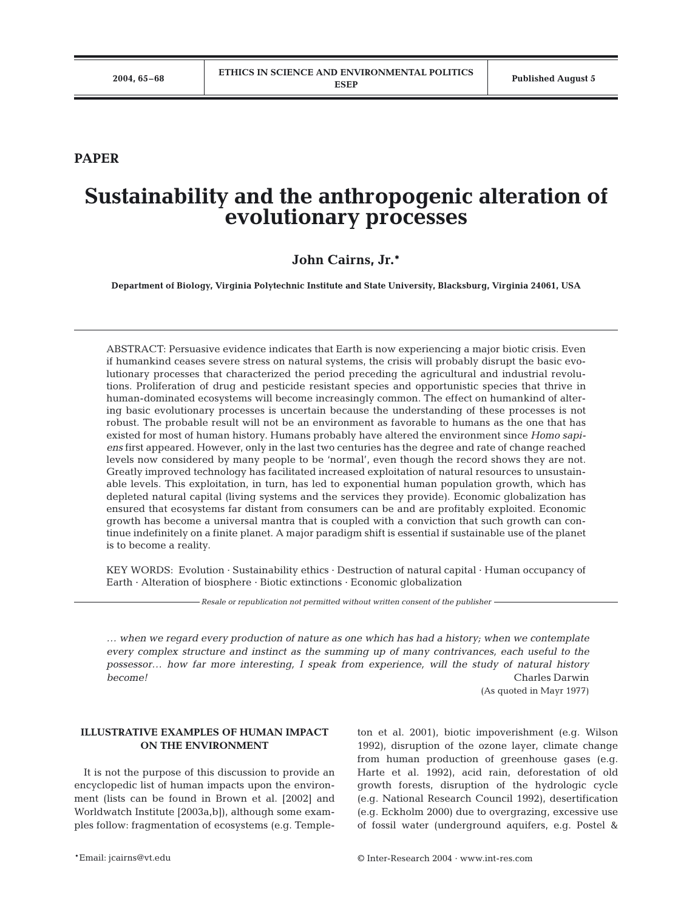PAPER

# Sustainability and the anthropogenic alteration of evolutionary processes

**John Cairns, Jr.***

**Department of Biology, Virginia Polytechnic Institute and State University, Blacksburg, Virginia 24061, USA**

ABSTRACT: Persuasive evidence indicates that Earth is now experiencing a major biotic crisis. Even if humankind ceases severe stress on natural systems, the crisis will probably disrupt the basic evolutionary processes that characterized the period preceding the agricultural and industrial revolutions. Proliferation of drug and pesticide resistant species and opportunistic species that thrive in human-dominated ecosystems will become increasingly common. The effect on humankind of altering basic evolutionary processes is uncertain because the understanding of these processes is not robust. The probable result will not be an environment as favorable to humans as the one that has existed for most of human history. Humans probably have altered the environment since *Homo sapiens* first appeared. However, only in the last two centuries has the degree and rate of change reached levels now considered by many people to be 'normal', even though the record shows they are not. Greatly improved technology has facilitated increased exploitation of natural resources to unsustainable levels. This exploitation, in turn, has led to exponential human population growth, which has depleted natural capital (living systems and the services they provide). Economic globalization has ensured that ecosystems far distant from consumers can be and are profitably exploited. Economic growth has become a universal mantra that is coupled with a conviction that such growth can continue indefinitely on a finite planet. A major paradigm shift is essential if sustainable use of the planet is to become a reality.

KEY WORDS: Evolution · Sustainability ethics · Destruction of natural capital · Human occupancy of Earth · Alteration of biosphere · Biotic extinctions · Economic globalization

*Resale or republication not permitted without written consent of the publisher*

*… when we regard every production of nature as one which has had a history; when we contemplate every complex structure and instinct as the summing up of many contrivances, each useful to the possessor… how far more interesting, I speak from experience, will the study of natural history become!*

Charles Darwin

(As quoted in Mayr 1977)

## ILLUSTRATIVE EXAMPLES OF HUMAN IMPACT ON THE ENVIRONMENT

It is not the purpose of this discussion to provide an encyclopedic list of human impacts upon the environment (lists can be found in Brown et al. [2002] and Worldwatch Institute [2003a,b]), although some examples follow: fragmentation of ecosystems (e.g. Templeton et al. 2001), biotic impoverishment (e.g. Wilson 1992), disruption of the ozone layer, climate change from human production of greenhouse gases (e.g. Harte et al. 1992), acid rain, deforestation of old growth forests, disruption of the hydrologic cycle (e.g. National Research Council 1992), desertification (e.g. Eckholm 2000) due to overgrazing, excessive use of fossil water (underground aquifers, e.g. Postel &

*Email: jcairns@vt.edu

© Inter-Research 2004 · www.int-res.com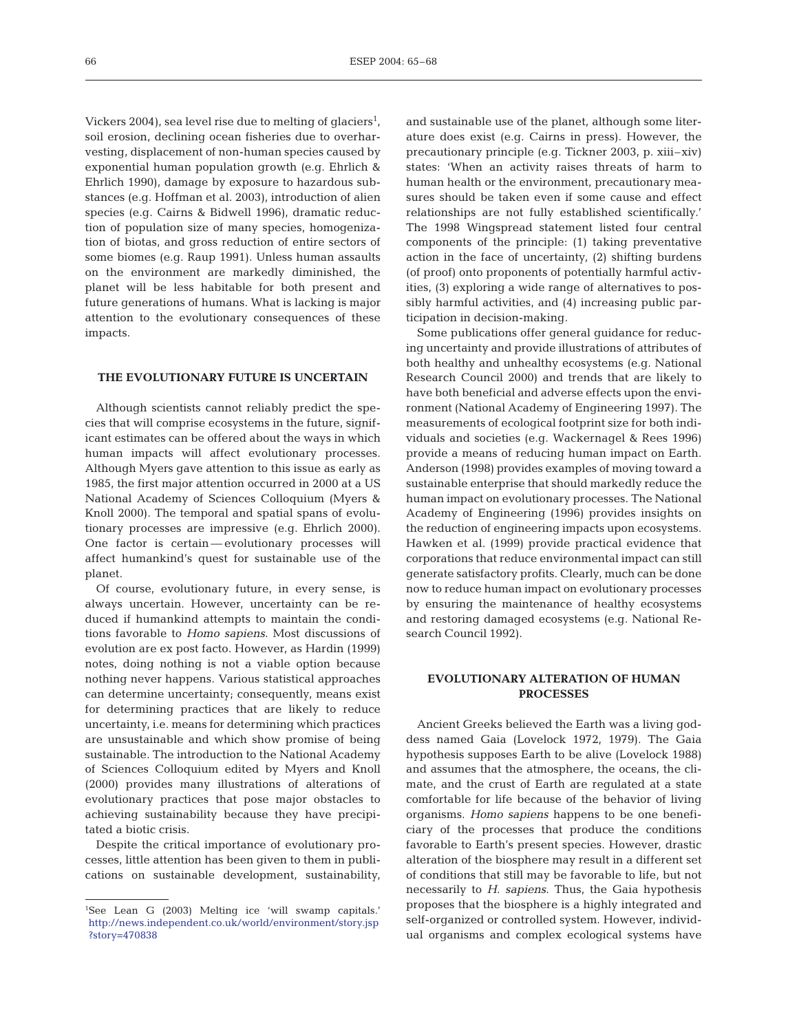Vickers 2004), sea level rise due to melting of glaciers[1], soil erosion, declining ocean fisheries due to overharvesting, displacement of non-human species caused by exponential human population growth (e.g. Ehrlich & Ehrlich 1990), damage by exposure to hazardous substances (e.g. Hoffman et al. 2003), introduction of alien species (e.g. Cairns & Bidwell 1996), dramatic reduction of population size of many species, homogenization of biotas, and gross reduction of entire sectors of some biomes (e.g. Raup 1991). Unless human assaults on the environment are markedly diminished, the planet will be less habitable for both present and future generations of humans. What is lacking is major attention to the evolutionary consequences of these impacts.

## THE EVOLUTIONARY FUTURE IS UNCERTAIN

Although scientists cannot reliably predict the species that will comprise ecosystems in the future, significant estimates can be offered about the ways in which human impacts will affect evolutionary processes. Although Myers gave attention to this issue as early as 1985, the first major attention occurred in 2000 at a US National Academy of Sciences Colloquium (Myers & Knoll 2000). The temporal and spatial spans of evolutionary processes are impressive (e.g. Ehrlich 2000). One factor is certain — evolutionary processes will affect humankind's quest for sustainable use of the planet.

Of course, evolutionary future, in every sense, is always uncertain. However, uncertainty can be reduced if humankind attempts to maintain the conditions favorable to *Homo sapiens*. Most discussions of evolution are ex post facto. However, as Hardin (1999) notes, doing nothing is not a viable option because nothing never happens. Various statistical approaches can determine uncertainty; consequently, means exist for determining practices that are likely to reduce uncertainty, i.e. means for determining which practices are unsustainable and which show promise of being sustainable. The introduction to the National Academy of Sciences Colloquium edited by Myers and Knoll (2000) provides many illustrations of alterations of evolutionary practices that pose major obstacles to achieving sustainability because they have precipitated a biotic crisis.

Despite the critical importance of evolutionary processes, little attention has been given to them in publications on sustainable development, sustainability, and sustainable use of the planet, although some literature does exist (e.g. Cairns in press). However, the precautionary principle (e.g. Tickner 2003, p. xiii–xiv) states: 'When an activity raises threats of harm to human health or the environment, precautionary measures should be taken even if some cause and effect relationships are not fully established scientifically.' The 1998 Wingspread statement listed four central components of the principle: (1) taking preventative action in the face of uncertainty, (2) shifting burdens (of proof) onto proponents of potentially harmful activities, (3) exploring a wide range of alternatives to possibly harmful activities, and (4) increasing public participation in decision-making.

Some publications offer general guidance for reducing uncertainty and provide illustrations of attributes of both healthy and unhealthy ecosystems (e.g. National Research Council 2000) and trends that are likely to have both beneficial and adverse effects upon the environment (National Academy of Engineering 1997). The measurements of ecological footprint size for both individuals and societies (e.g. Wackernagel & Rees 1996) provide a means of reducing human impact on Earth. Anderson (1998) provides examples of moving toward a sustainable enterprise that should markedly reduce the human impact on evolutionary processes. The National Academy of Engineering (1996) provides insights on the reduction of engineering impacts upon ecosystems. Hawken et al. (1999) provide practical evidence that corporations that reduce environmental impact can still generate satisfactory profits. Clearly, much can be done now to reduce human impact on evolutionary processes by ensuring the maintenance of healthy ecosystems and restoring damaged ecosystems (e.g. National Research Council 1992).

## EVOLUTIONARY ALTERATION OF HUMAN PROCESSES

Ancient Greeks believed the Earth was a living goddess named Gaia (Lovelock 1972, 1979). The Gaia hypothesis supposes Earth to be alive (Lovelock 1988) and assumes that the atmosphere, the oceans, the climate, and the crust of Earth are regulated at a state comfortable for life because of the behavior of living organisms. *Homo sapiens* happens to be one beneficiary of the processes that produce the conditions favorable to Earth's present species. However, drastic alteration of the biosphere may result in a different set of conditions that still may be favorable to life, but not necessarily to *H. sapiens*. Thus, the Gaia hypothesis proposes that the biosphere is a highly integrated and self-organized or controlled system. However, individual organisms and complex ecological systems have

---

[1] See Lean G (2003) Melting ice 'will swamp capitals.' http://news.independent.co.uk/world/environment/story.jsp?story=470838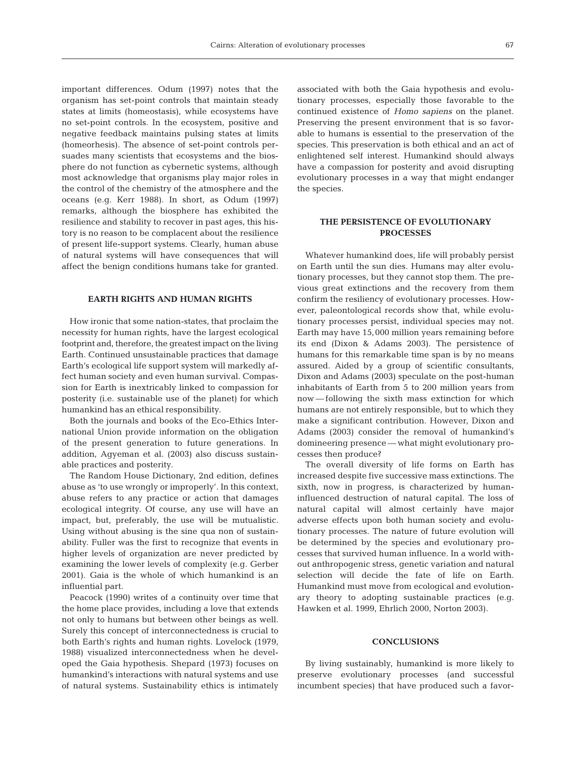important differences. Odum (1997) notes that the organism has set-point controls that maintain steady states at limits (homeostasis), while ecosystems have no set-point controls. In the ecosystem, positive and negative feedback maintains pulsing states at limits (homeorhesis). The absence of set-point controls persuades many scientists that ecosystems and the biosphere do not function as cybernetic systems, although most acknowledge that organisms play major roles in the control of the chemistry of the atmosphere and the oceans (e.g. Kerr 1988). In short, as Odum (1997) remarks, although the biosphere has exhibited the resilience and stability to recover in past ages, this history is no reason to be complacent about the resilience of present life-support systems. Clearly, human abuse of natural systems will have consequences that will affect the benign conditions humans take for granted.

## EARTH RIGHTS AND HUMAN RIGHTS

How ironic that some nation-states, that proclaim the necessity for human rights, have the largest ecological footprint and, therefore, the greatest impact on the living Earth. Continued unsustainable practices that damage Earth's ecological life support system will markedly affect human society and even human survival. Compassion for Earth is inextricably linked to compassion for posterity (i.e. sustainable use of the planet) for which humankind has an ethical responsibility.

Both the journals and books of the Eco-Ethics International Union provide information on the obligation of the present generation to future generations. In addition, Agyeman et al. (2003) also discuss sustainable practices and posterity.

The Random House Dictionary, 2nd edition, defines abuse as 'to use wrongly or improperly'. In this context, abuse refers to any practice or action that damages ecological integrity. Of course, any use will have an impact, but, preferably, the use will be mutualistic. Using without abusing is the sine qua non of sustainability. Fuller was the first to recognize that events in higher levels of organization are never predicted by examining the lower levels of complexity (e.g. Gerber 2001). Gaia is the whole of which humankind is an influential part.

Peacock (1990) writes of a continuity over time that the home place provides, including a love that extends not only to humans but between other beings as well. Surely this concept of interconnectedness is crucial to both Earth's rights and human rights. Lovelock (1979, 1988) visualized interconnectedness when he developed the Gaia hypothesis. Shepard (1973) focuses on humankind's interactions with natural systems and use of natural systems. Sustainability ethics is intimately associated with both the Gaia hypothesis and evolutionary processes, especially those favorable to the continued existence of *Homo sapiens* on the planet. Preserving the present environment that is so favorable to humans is essential to the preservation of the species. This preservation is both ethical and an act of enlightened self interest. Humankind should always have a compassion for posterity and avoid disrupting evolutionary processes in a way that might endanger the species.

## THE PERSISTENCE OF EVOLUTIONARY PROCESSES

Whatever humankind does, life will probably persist on Earth until the sun dies. Humans may alter evolutionary processes, but they cannot stop them. The previous great extinctions and the recovery from them confirm the resiliency of evolutionary processes. However, paleontological records show that, while evolutionary processes persist, individual species may not. Earth may have 15,000 million years remaining before its end (Dixon & Adams 2003). The persistence of humans for this remarkable time span is by no means assured. Aided by a group of scientific consultants, Dixon and Adams (2003) speculate on the post-human inhabitants of Earth from 5 to 200 million years from now — following the sixth mass extinction for which humans are not entirely responsible, but to which they make a significant contribution. However, Dixon and Adams (2003) consider the removal of humankind's domineering presence — what might evolutionary processes then produce?

The overall diversity of life forms on Earth has increased despite five successive mass extinctions. The sixth, now in progress, is characterized by human-influenced destruction of natural capital. The loss of natural capital will almost certainly have major adverse effects upon both human society and evolutionary processes. The nature of future evolution will be determined by the species and evolutionary processes that survived human influence. In a world without anthropogenic stress, genetic variation and natural selection will decide the fate of life on Earth. Humankind must move from ecological and evolutionary theory to adopting sustainable practices (e.g. Hawken et al. 1999, Ehrlich 2000, Norton 2003).

## CONCLUSIONS

By living sustainably, humankind is more likely to preserve evolutionary processes (and successful incumbent species) that have produced such a favor-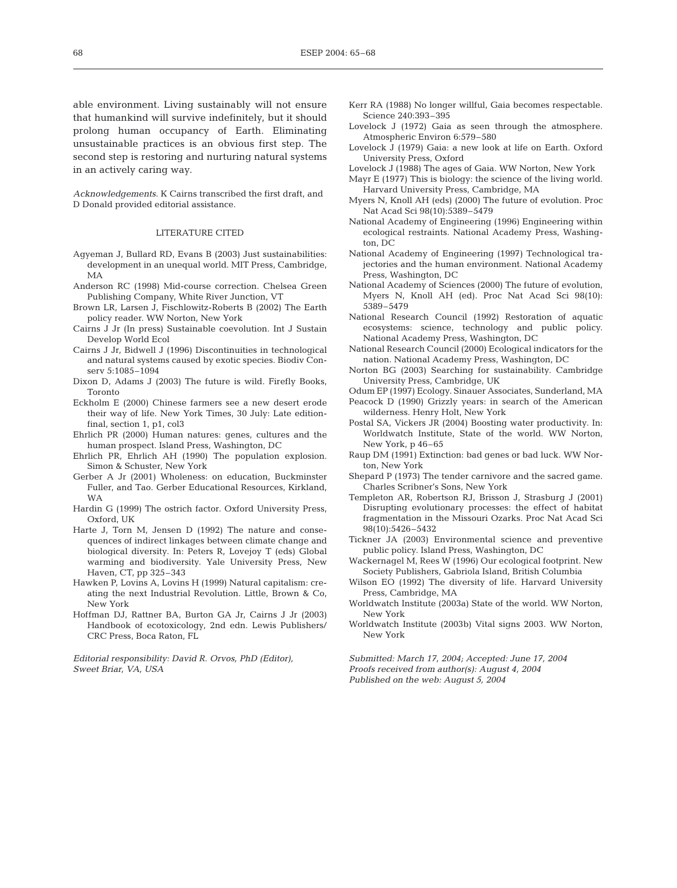able environment. Living sustainably will not ensure that humankind will survive indefinitely, but it should prolong human occupancy of Earth. Eliminating unsustainable practices is an obvious first step. The second step is restoring and nurturing natural systems in an actively caring way.

*Acknowledgements.* K Cairns transcribed the first draft, and D Donald provided editorial assistance.

## LITERATURE CITED

Agyeman J, Bullard RD, Evans B (2003) Just sustainabilities: development in an unequal world. MIT Press, Cambridge, MA

Anderson RC (1998) Mid-course correction. Chelsea Green Publishing Company, White River Junction, VT

Brown LR, Larsen J, Fischlowitz-Roberts B (2002) The Earth policy reader. WW Norton, New York

Cairns J Jr (In press) Sustainable coevolution. Int J Sustain Develop World Ecol

Cairns J Jr, Bidwell J (1996) Discontinuities in technological and natural systems caused by exotic species. Biodiv Conserv 5:1085–1094

Dixon D, Adams J (2003) The future is wild. Firefly Books, Toronto

Eckholm E (2000) Chinese farmers see a new desert erode their way of life. New York Times, 30 July: Late edition-final, section 1, p1, col3

Ehrlich PR (2000) Human natures: genes, cultures and the human prospect. Island Press, Washington, DC

Ehrlich PR, Ehrlich AH (1990) The population explosion. Simon & Schuster, New York

Gerber A Jr (2001) Wholeness: on education, Buckminster Fuller, and Tao. Gerber Educational Resources, Kirkland, WA

Hardin G (1999) The ostrich factor. Oxford University Press, Oxford, UK

Harte J, Torn M, Jensen D (1992) The nature and consequences of indirect linkages between climate change and biological diversity. In: Peters R, Lovejoy T (eds) Global warming and biodiversity. Yale University Press, New Haven, CT, pp 325–343

Hawken P, Lovins A, Lovins H (1999) Natural capitalism: creating the next Industrial Revolution. Little, Brown & Co, New York

Hoffman DJ, Rattner BA, Burton GA Jr, Cairns J Jr (2003) Handbook of ecotoxicology, 2nd edn. Lewis Publishers/CRC Press, Boca Raton, FL

Kerr RA (1988) No longer willful, Gaia becomes respectable. Science 240:393–395

Lovelock J (1972) Gaia as seen through the atmosphere. Atmospheric Environ 6:579–580

Lovelock J (1979) Gaia: a new look at life on Earth. Oxford University Press, Oxford

Lovelock J (1988) The ages of Gaia. WW Norton, New York

Mayr E (1977) This is biology: the science of the living world. Harvard University Press, Cambridge, MA

Myers N, Knoll AH (eds) (2000) The future of evolution. Proc Nat Acad Sci 98(10):5389–5479

National Academy of Engineering (1996) Engineering within ecological restraints. National Academy Press, Washington, DC

National Academy of Engineering (1997) Technological trajectories and the human environment. National Academy Press, Washington, DC

National Academy of Sciences (2000) The future of evolution, Myers N, Knoll AH (ed). Proc Nat Acad Sci 98(10): 5389–5479

National Research Council (1992) Restoration of aquatic ecosystems: science, technology and public policy. National Academy Press, Washington, DC

National Research Council (2000) Ecological indicators for the nation. National Academy Press, Washington, DC

Norton BG (2003) Searching for sustainability. Cambridge University Press, Cambridge, UK

Odum EP (1997) Ecology. Sinauer Associates, Sunderland, MA

Peacock D (1990) Grizzly years: in search of the American wilderness. Henry Holt, New York

Postal SA, Vickers JR (2004) Boosting water productivity. In: Worldwatch Institute, State of the world. WW Norton, New York, p 46–65

Raup DM (1991) Extinction: bad genes or bad luck. WW Norton, New York

Shepard P (1973) The tender carnivore and the sacred game. Charles Scribner's Sons, New York

Templeton AR, Robertson RJ, Brisson J, Strasburg J (2001) Disrupting evolutionary processes: the effect of habitat fragmentation in the Missouri Ozarks. Proc Nat Acad Sci 98(10):5426–5432

Tickner JA (2003) Environmental science and preventive public policy. Island Press, Washington, DC

Wackernagel M, Rees W (1996) Our ecological footprint. New Society Publishers, Gabriola Island, British Columbia

Wilson EO (1992) The diversity of life. Harvard University Press, Cambridge, MA

Worldwatch Institute (2003a) State of the world. WW Norton, New York

Worldwatch Institute (2003b) Vital signs 2003. WW Norton, New York

*Editorial responsibility: David R. Orvos, PhD (Editor), Sweet Briar, VA, USA*

*Submitted: March 17, 2004; Accepted: June 17, 2004*
*Proofs received from author(s): August 4, 2004*
*Published on the web: August 5, 2004*